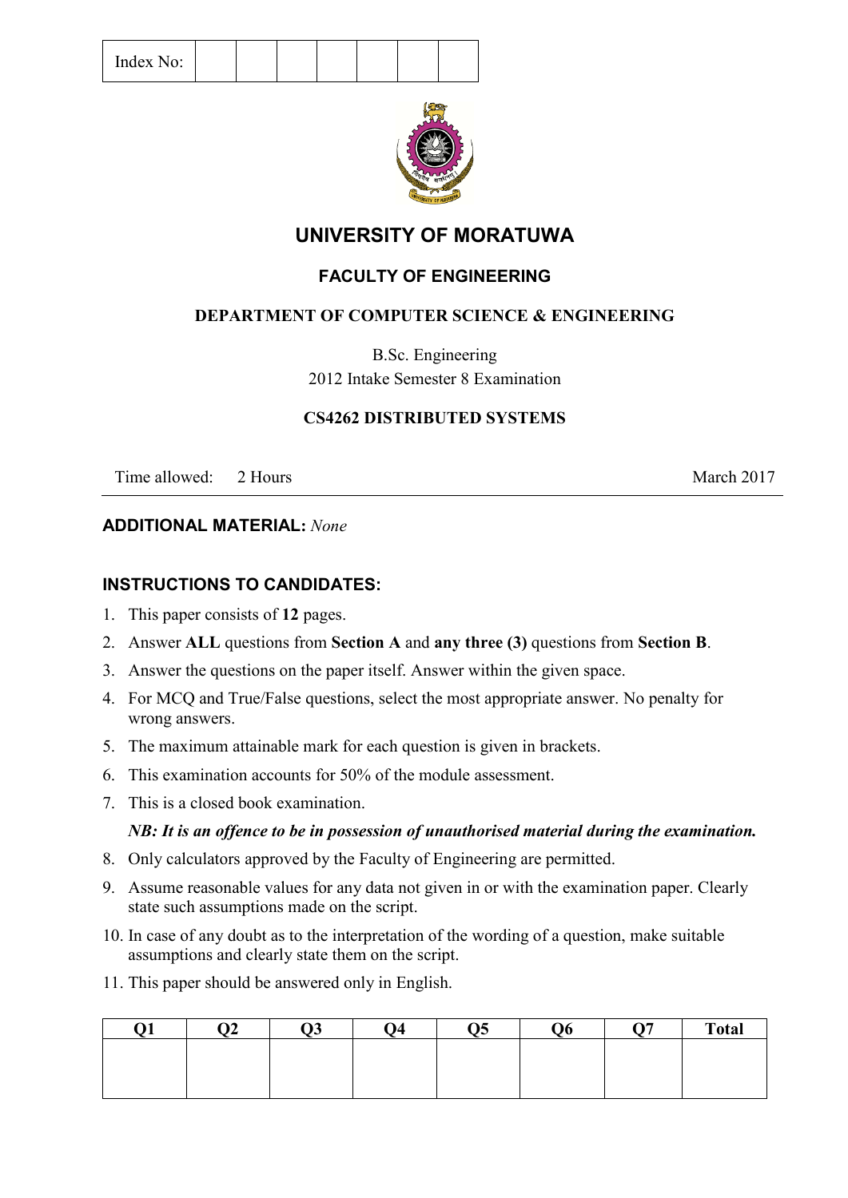| Index No: | | | | | | | |
|---|---|---|---|---|---|---|---|

# UNIVERSITY OF MORATUWA

## FACULTY OF ENGINEERING

### DEPARTMENT OF COMPUTER SCIENCE & ENGINEERING

B.Sc. Engineering
2012 Intake Semester 8 Examination

### CS4262 DISTRIBUTED SYSTEMS

Time allowed: 2 Hours　　　　　　　　　　　　　　　　　　　　　　March 2017

**ADDITIONAL MATERIAL:** *None*

**INSTRUCTIONS TO CANDIDATES:**

1. This paper consists of **12** pages.
2. Answer **ALL** questions from **Section A** and **any three (3)** questions from **Section B**.
3. Answer the questions on the paper itself. Answer within the given space.
4. For MCQ and True/False questions, select the most appropriate answer. No penalty for wrong answers.
5. The maximum attainable mark for each question is given in brackets.
6. This examination accounts for 50% of the module assessment.
7. This is a closed book examination.

   ***NB: It is an offence to be in possession of unauthorised material during the examination.***
8. Only calculators approved by the Faculty of Engineering are permitted.
9. Assume reasonable values for any data not given in or with the examination paper. Clearly state such assumptions made on the script.
10. In case of any doubt as to the interpretation of the wording of a question, make suitable assumptions and clearly state them on the script.
11. This paper should be answered only in English.

| Q1 | Q2 | Q3 | Q4 | Q5 | Q6 | Q7 | Total |
|---|---|---|---|---|---|---|---|
| | | | | | | | |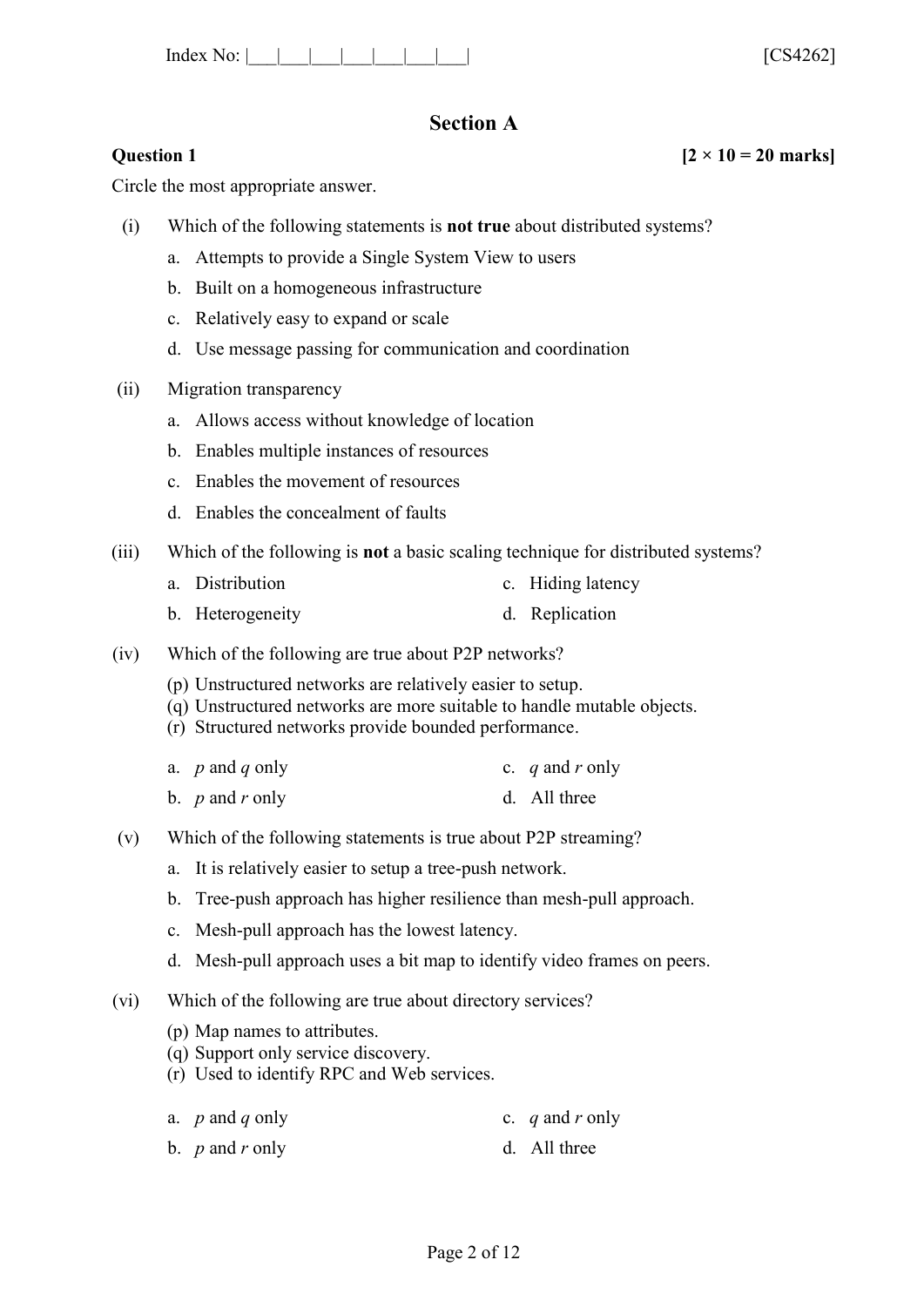Index No: |___|___|___|___|___|___|___|___|

## Section A

**Question 1** **[2 × 10 = 20 marks]**

Circle the most appropriate answer.

(i) Which of the following statements is **not true** about distributed systems?

a. Attempts to provide a Single System View to users
b. Built on a homogeneous infrastructure
c. Relatively easy to expand or scale
d. Use message passing for communication and coordination

(ii) Migration transparency

a. Allows access without knowledge of location
b. Enables multiple instances of resources
c. Enables the movement of resources
d. Enables the concealment of faults

(iii) Which of the following is **not** a basic scaling technique for distributed systems?

a. Distribution
b. Heterogeneity
c. Hiding latency
d. Replication

(iv) Which of the following are true about P2P networks?

(p) Unstructured networks are relatively easier to setup.
(q) Unstructured networks are more suitable to handle mutable objects.
(r) Structured networks provide bounded performance.

a. *p* and *q* only
b. *p* and *r* only
c. *q* and *r* only
d. All three

(v) Which of the following statements is true about P2P streaming?

a. It is relatively easier to setup a tree-push network.
b. Tree-push approach has higher resilience than mesh-pull approach.
c. Mesh-pull approach has the lowest latency.
d. Mesh-pull approach uses a bit map to identify video frames on peers.

(vi) Which of the following are true about directory services?

(p) Map names to attributes.
(q) Support only service discovery.
(r) Used to identify RPC and Web services.

a. *p* and *q* only
b. *p* and *r* only
c. *q* and *r* only
d. All three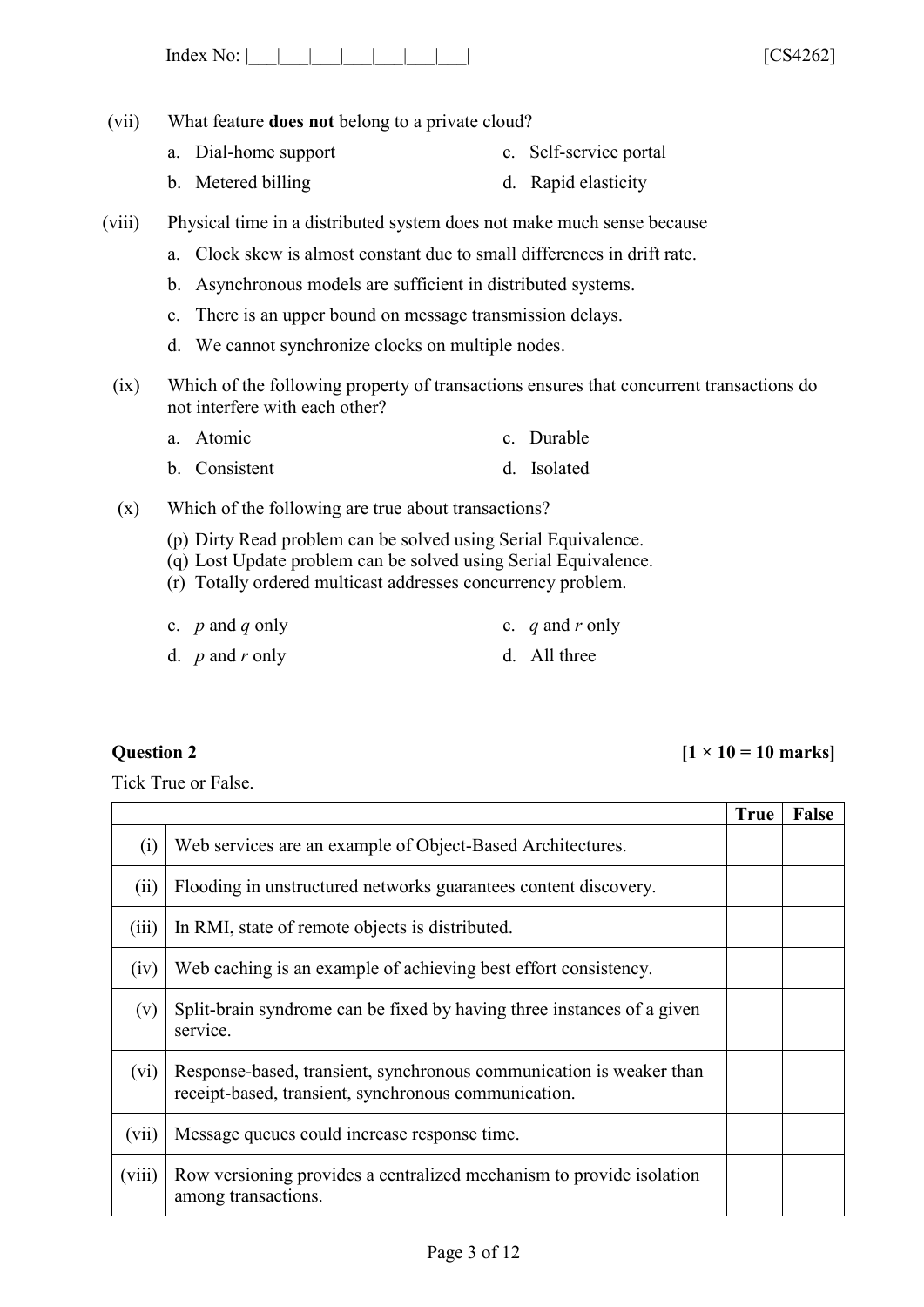(vii) What feature **does not** belong to a private cloud?

a. Dial-home support

b. Metered billing

c. Self-service portal

d. Rapid elasticity

(viii) Physical time in a distributed system does not make much sense because

a. Clock skew is almost constant due to small differences in drift rate.

b. Asynchronous models are sufficient in distributed systems.

c. There is an upper bound on message transmission delays.

d. We cannot synchronize clocks on multiple nodes.

(ix) Which of the following property of transactions ensures that concurrent transactions do not interfere with each other?

a. Atomic

b. Consistent

c. Durable

d. Isolated

(x) Which of the following are true about transactions?

(p) Dirty Read problem can be solved using Serial Equivalence.
(q) Lost Update problem can be solved using Serial Equivalence.
(r) Totally ordered multicast addresses concurrency problem.

c. *p* and *q* only

d. *p* and *r* only

c. *q* and *r* only

d. All three

**Question 2** **[1 × 10 = 10 marks]**

Tick True or False.

| | | True | False |
|---|---|---|---|
| (i) | Web services are an example of Object-Based Architectures. | | |
| (ii) | Flooding in unstructured networks guarantees content discovery. | | |
| (iii) | In RMI, state of remote objects is distributed. | | |
| (iv) | Web caching is an example of achieving best effort consistency. | | |
| (v) | Split-brain syndrome can be fixed by having three instances of a given service. | | |
| (vi) | Response-based, transient, synchronous communication is weaker than receipt-based, transient, synchronous communication. | | |
| (vii) | Message queues could increase response time. | | |
| (viii) | Row versioning provides a centralized mechanism to provide isolation among transactions. | | |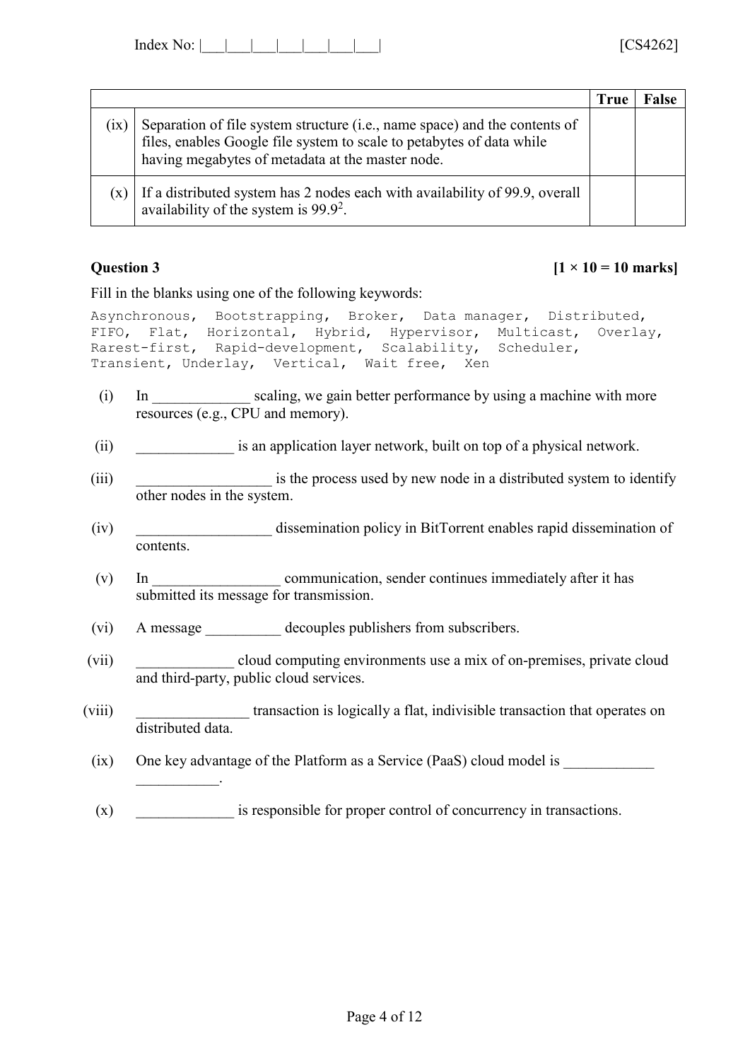| | | True | False |
|---|---|---|---|
| (ix) | Separation of file system structure (i.e., name space) and the contents of files, enables Google file system to scale to petabytes of data while having megabytes of metadata at the master node. | | |
| (x) | If a distributed system has 2 nodes each with availability of 99.9, overall availability of the system is $99.9^2$. | | |

**Question 3** **[1 × 10 = 10 marks]**

Fill in the blanks using one of the following keywords:

```
Asynchronous, Bootstrapping, Broker, Data manager, Distributed,
FIFO, Flat, Horizontal, Hybrid, Hypervisor, Multicast, Overlay,
Rarest-first, Rapid-development, Scalability, Scheduler,
Transient, Underlay, Vertical, Wait free, Xen
```

(i) In _____________ scaling, we gain better performance by using a machine with more resources (e.g., CPU and memory).

(ii) _____________ is an application layer network, built on top of a physical network.

(iii) __________________ is the process used by new node in a distributed system to identify other nodes in the system.

(iv) __________________ dissemination policy in BitTorrent enables rapid dissemination of contents.

(v) In _________________ communication, sender continues immediately after it has submitted its message for transmission.

(vi) A message __________ decouples publishers from subscribers.

(vii) _____________ cloud computing environments use a mix of on-premises, private cloud and third-party, public cloud services.

(viii) _______________ transaction is logically a flat, indivisible transaction that operates on distributed data.

(ix) One key advantage of the Platform as a Service (PaaS) cloud model is ____________ ___________.

(x) _____________ is responsible for proper control of concurrency in transactions.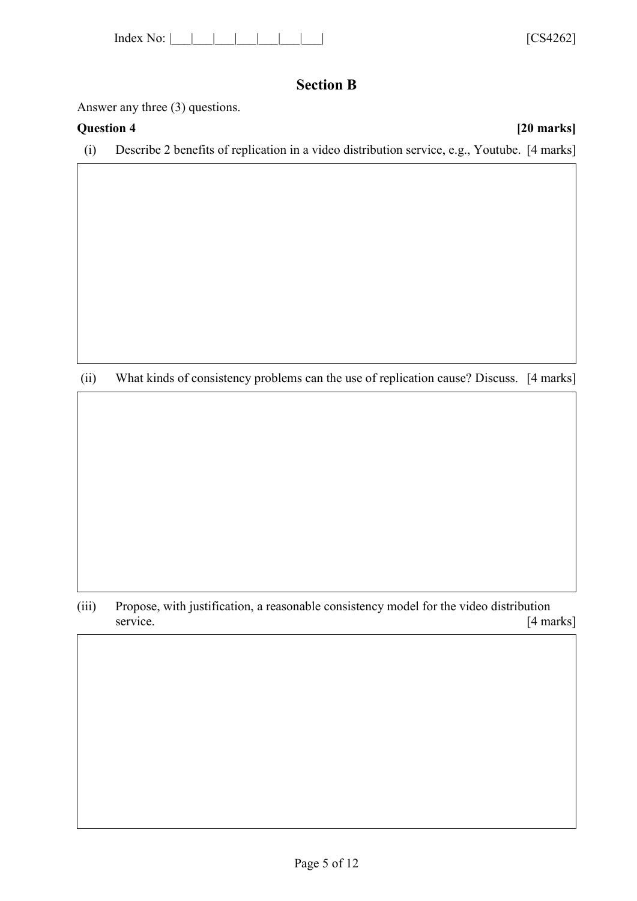## Section B

Answer any three (3) questions.

**Question 4** **[20 marks]**

(i) Describe 2 benefits of replication in a video distribution service, e.g., Youtube. [4 marks]

(ii) What kinds of consistency problems can the use of replication cause? Discuss. [4 marks]

(iii) Propose, with justification, a reasonable consistency model for the video distribution service. [4 marks]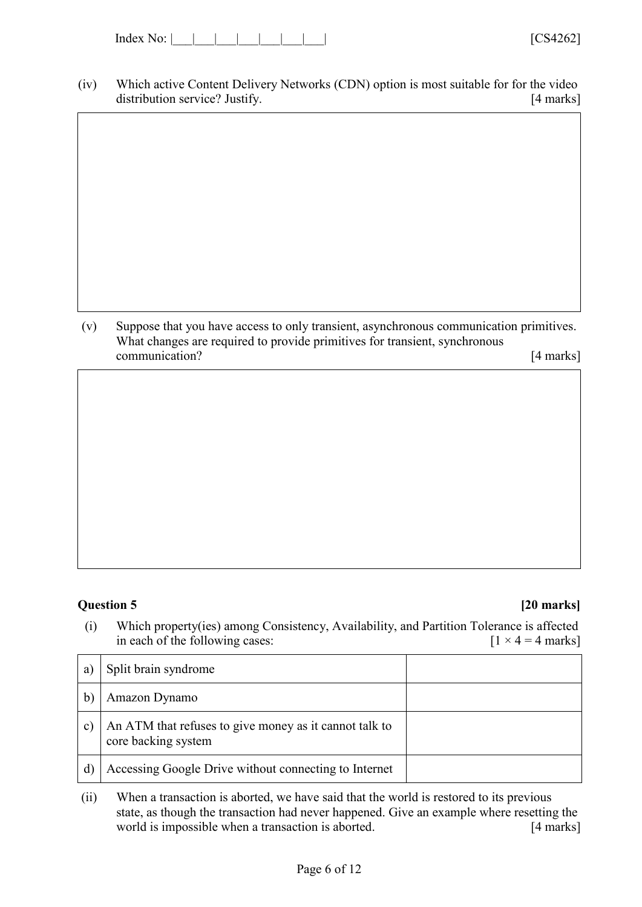(iv) Which active Content Delivery Networks (CDN) option is most suitable for for the video distribution service? Justify. [4 marks]

(v) Suppose that you have access to only transient, asynchronous communication primitives. What changes are required to provide primitives for transient, synchronous communication? [4 marks]

## Question 5 [20 marks]

(i) Which property(ies) among Consistency, Availability, and Partition Tolerance is affected in each of the following cases: [1 × 4 = 4 marks]

| | | |
|---|---|---|
| a) | Split brain syndrome | |
| b) | Amazon Dynamo | |
| c) | An ATM that refuses to give money as it cannot talk to core backing system | |
| d) | Accessing Google Drive without connecting to Internet | |

(ii) When a transaction is aborted, we have said that the world is restored to its previous state, as though the transaction had never happened. Give an example where resetting the world is impossible when a transaction is aborted. [4 marks]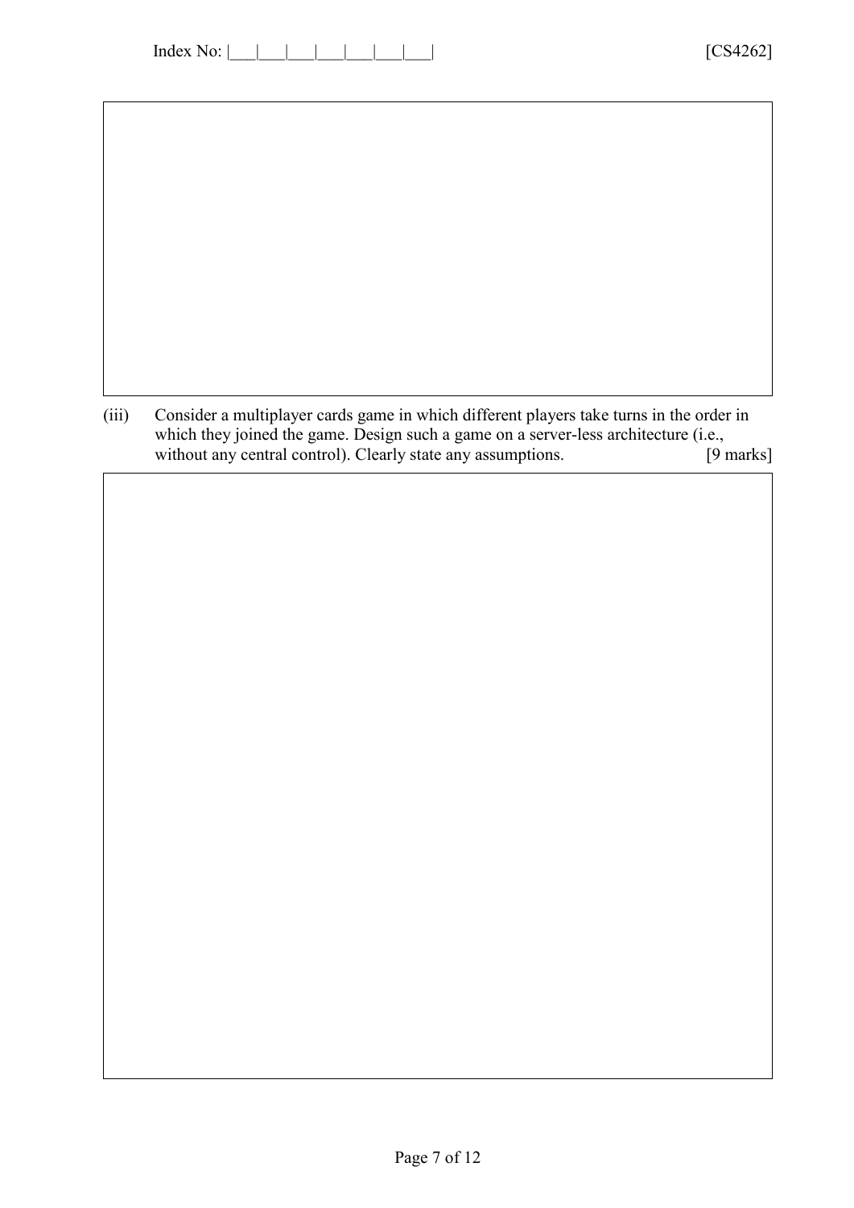(iii) Consider a multiplayer cards game in which different players take turns in the order in which they joined the game. Design such a game on a server-less architecture (i.e., without any central control). Clearly state any assumptions. [9 marks]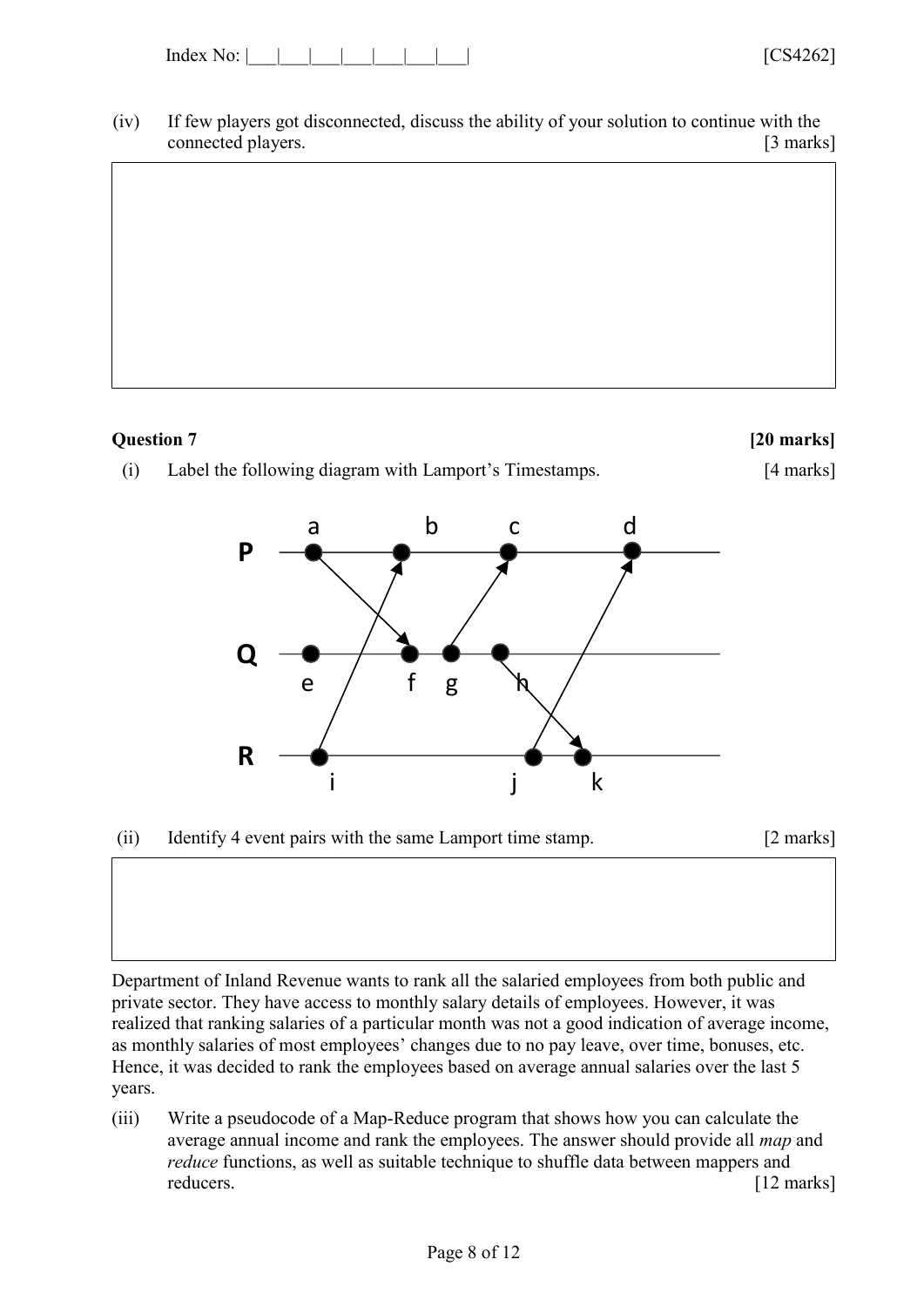(iv) If few players got disconnected, discuss the ability of your solution to continue with the connected players. [3 marks]

**Question 7** **[20 marks]**

(i) Label the following diagram with Lamport's Timestamps. [4 marks]

P
a b c d

Q
e f g h

R
i j k

(ii) Identify 4 event pairs with the same Lamport time stamp. [2 marks]

Department of Inland Revenue wants to rank all the salaried employees from both public and private sector. They have access to monthly salary details of employees. However, it was realized that ranking salaries of a particular month was not a good indication of average income, as monthly salaries of most employees' changes due to no pay leave, over time, bonuses, etc. Hence, it was decided to rank the employees based on average annual salaries over the last 5 years.

(iii) Write a pseudocode of a Map-Reduce program that shows how you can calculate the average annual income and rank the employees. The answer should provide all *map* and *reduce* functions, as well as suitable technique to shuffle data between mappers and reducers. [12 marks]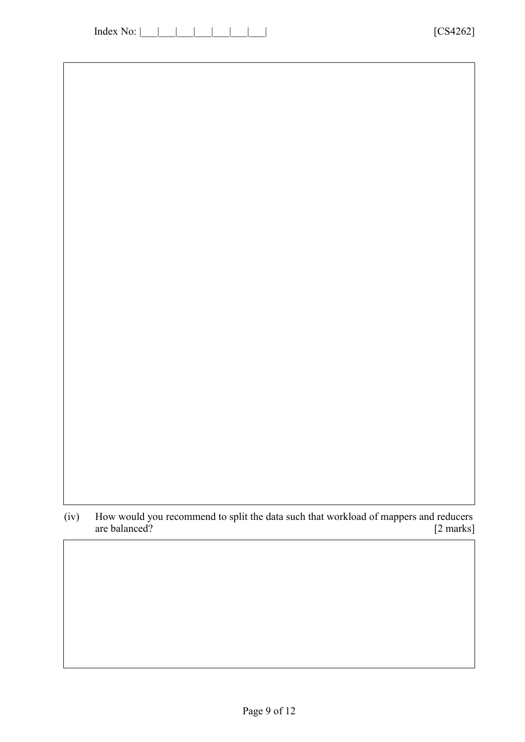(iv) How would you recommend to split the data such that workload of mappers and reducers are balanced? [2 marks]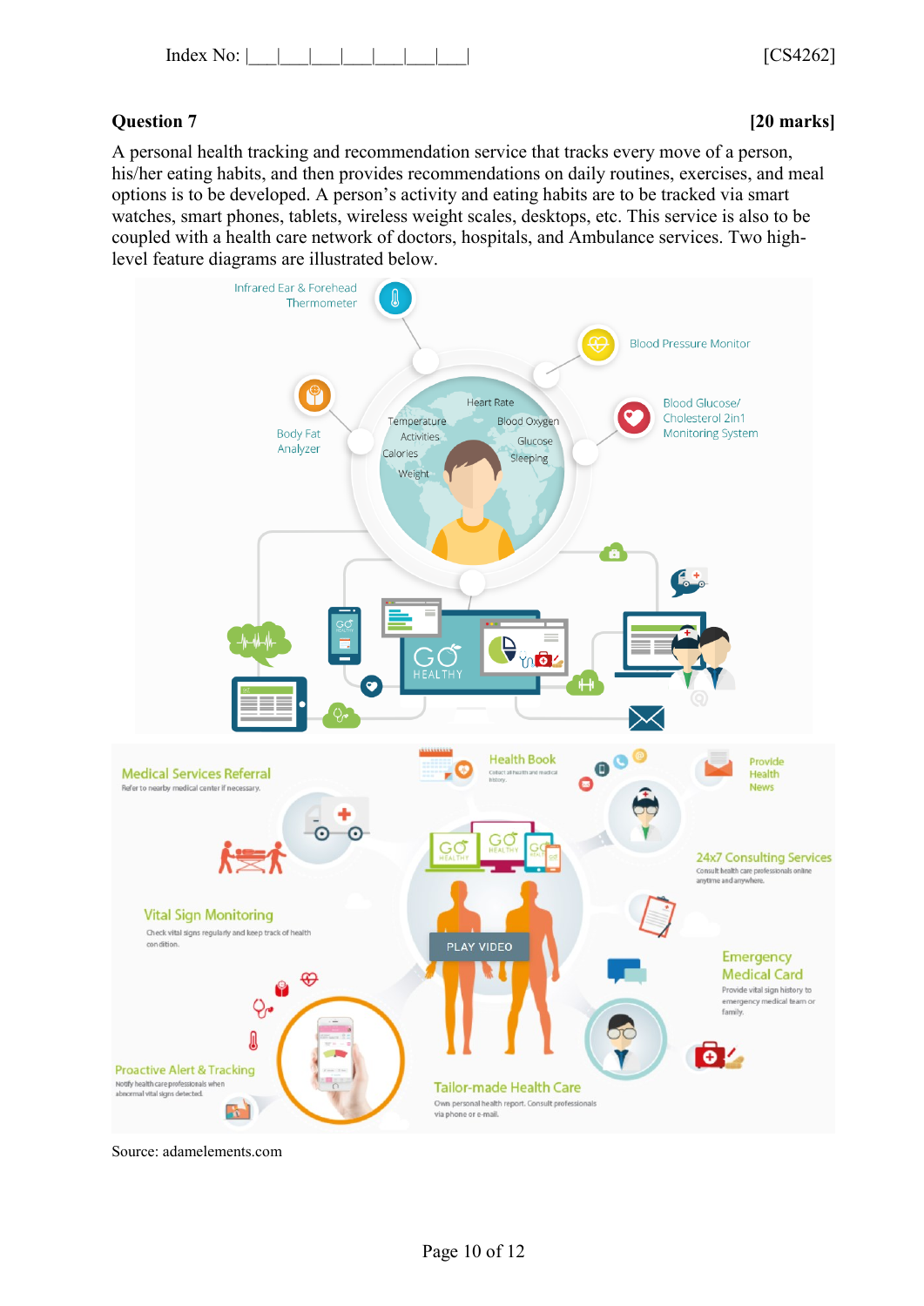Index No: |___|___|___|___|___|___|___|___|    [CS4262]

## Question 7 [20 marks]

A personal health tracking and recommendation service that tracks every move of a person, his/her eating habits, and then provides recommendations on daily routines, exercises, and meal options is to be developed. A person's activity and eating habits are to be tracked via smart watches, smart phones, tablets, wireless weight scales, desktops, etc. This service is also to be coupled with a health care network of doctors, hospitals, and Ambulance services. Two high-level feature diagrams are illustrated below.

Infrared Ear & Forehead Thermometer

Blood Pressure Monitor

Body Fat Analyzer

Blood Glucose/ Cholesterol 2in1 Monitoring System

Heart Rate

Temperature

Blood Oxygen

Activities

Glucose

Calories

Sleeping

Weight

GO HEALTHY

Medical Services Referral

Refer to nearby medical center if necessary.

Health Book

Collect all health and medical history.

Provide Health News

24x7 Consulting Services

Consult health care professionals online anytime and anywhere.

Vital Sign Monitoring

Check vital signs regularly and keep track of health condition.

PLAY VIDEO

Emergency Medical Card

Provide vital sign history to emergency medical team or family.

Proactive Alert & Tracking

Notify health care professionals when abnormal vital signs detected.

Tailor-made Health Care

Own personal health report. Consult professionals via phone or e-mail.

Source: adamelements.com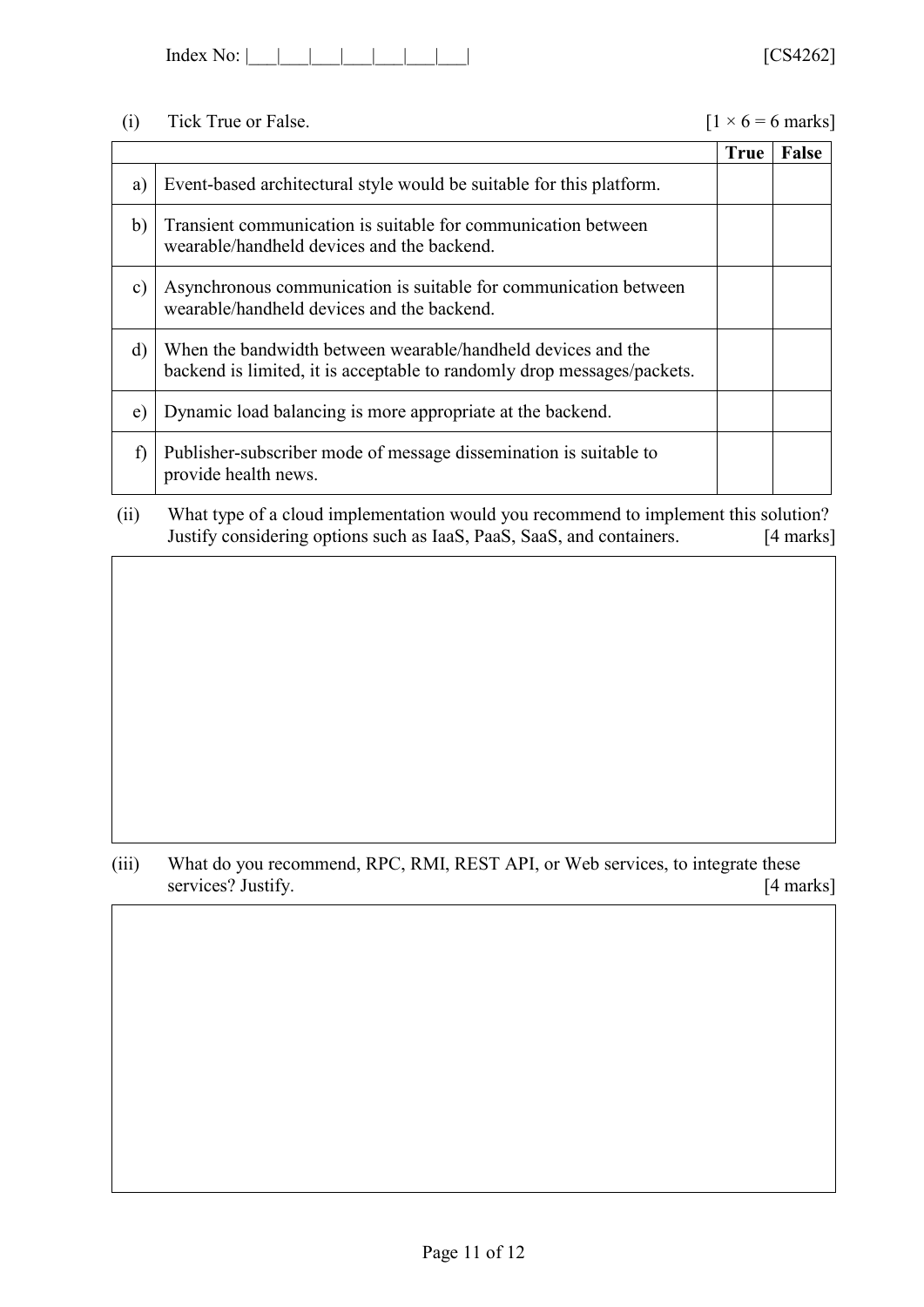(i) Tick True or False. [1 × 6 = 6 marks]

| | | True | False |
|---|---|---|---|
| a) | Event-based architectural style would be suitable for this platform. | | |
| b) | Transient communication is suitable for communication between wearable/handheld devices and the backend. | | |
| c) | Asynchronous communication is suitable for communication between wearable/handheld devices and the backend. | | |
| d) | When the bandwidth between wearable/handheld devices and the backend is limited, it is acceptable to randomly drop messages/packets. | | |
| e) | Dynamic load balancing is more appropriate at the backend. | | |
| f) | Publisher-subscriber mode of message dissemination is suitable to provide health news. | | |

(ii) What type of a cloud implementation would you recommend to implement this solution? Justify considering options such as IaaS, PaaS, SaaS, and containers. [4 marks]

(iii) What do you recommend, RPC, RMI, REST API, or Web services, to integrate these services? Justify. [4 marks]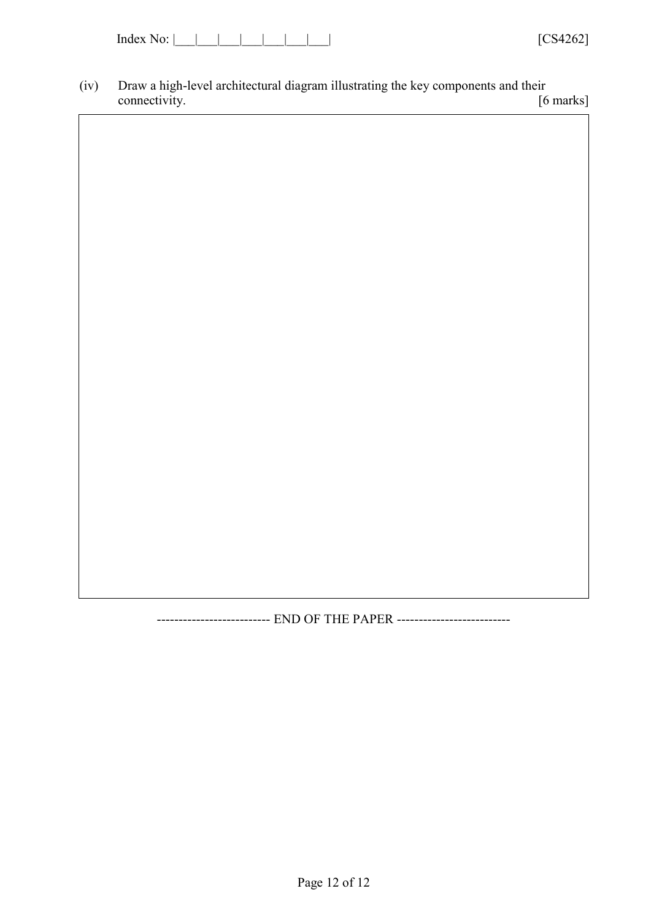(iv) Draw a high-level architectural diagram illustrating the key components and their connectivity. [6 marks]

------------------------- END OF THE PAPER -------------------------